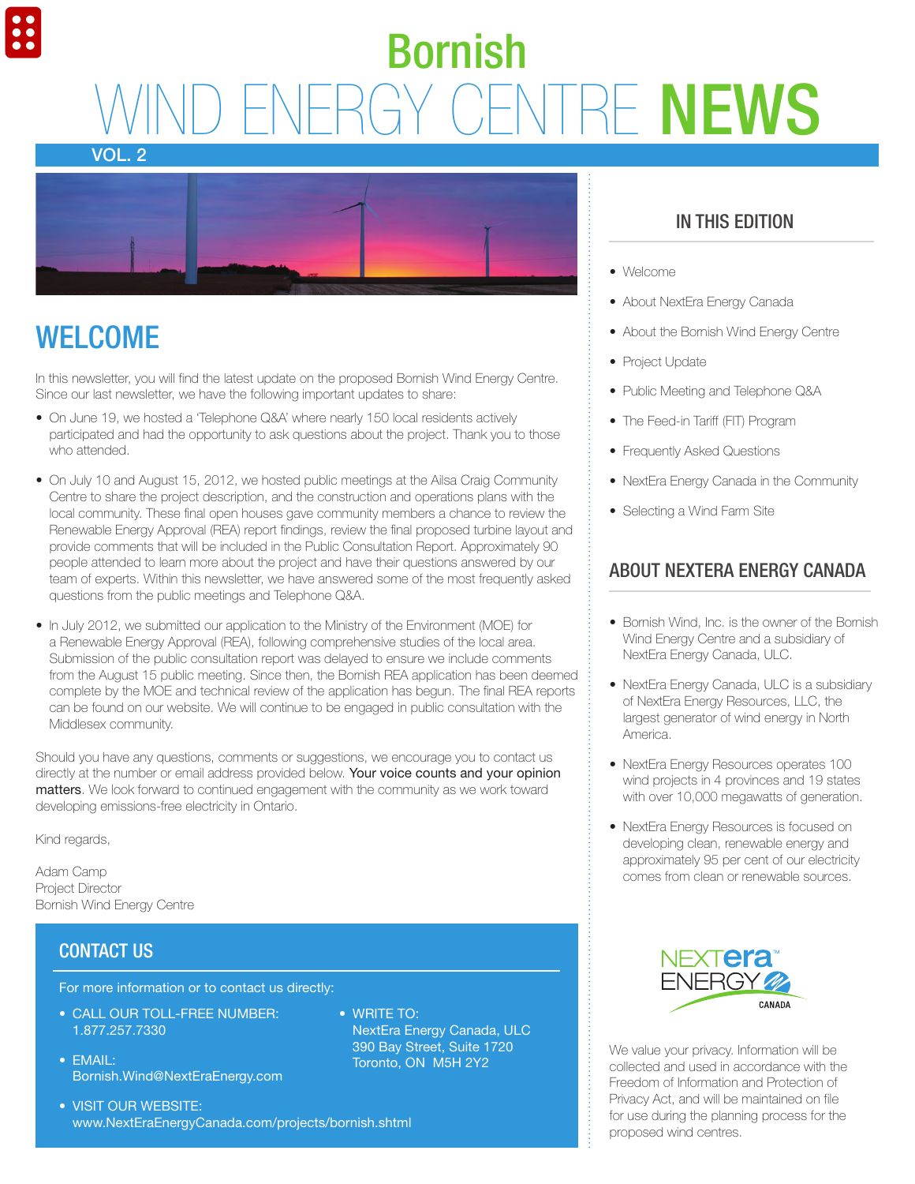# Bornish WIND ENERGY CENTRE NEWS

VOL. 2

## WELCOME

In this newsletter, you will find the latest update on the proposed Bornish Wind Energy Centre. Since our last newsletter, we have the following important updates to share:

- On June 19, we hosted a 'Telephone Q&A' where nearly 150 local residents actively participated and had the opportunity to ask questions about the project. Thank you to those who attended.
- On July 10 and August 15, 2012, we hosted public meetings at the Ailsa Craig Community Centre to share the project description, and the construction and operations plans with the local community. These final open houses gave community members a chance to review the Renewable Energy Approval (REA) report findings, review the final proposed turbine layout and provide comments that will be included in the Public Consultation Report. Approximately 90 people attended to learn more about the project and have their questions answered by our team of experts. Within this newsletter, we have answered some of the most frequently asked questions from the public meetings and Telephone Q&A.
- In July 2012, we submitted our application to the Ministry of the Environment (MOE) for a Renewable Energy Approval (REA), following comprehensive studies of the local area. Submission of the public consultation report was delayed to ensure we include comments from the August 15 public meeting. Since then, the Bornish REA application has been deemed complete by the MOE and technical review of the application has begun. The final REA reports can be found on our website. We will continue to be engaged in public consultation with the Middlesex community.

Should you have any questions, comments or suggestions, we encourage you to contact us directly at the number or email address provided below. Your voice counts and your opinion matters. We look forward to continued engagement with the community as we work toward developing emissions-free electricity in Ontario.

Kind regards,

Adam Camp
Project Director
Bornish Wind Energy Centre

## CONTACT US

For more information or to contact us directly:

- CALL OUR TOLL-FREE NUMBER: 1.877.257.7330
- EMAIL: Bornish.Wind@NextEraEnergy.com
- VISIT OUR WEBSITE: www.NextEraEnergyCanada.com/projects/bornish.shtml
- WRITE TO: NextEra Energy Canada, ULC 390 Bay Street, Suite 1720 Toronto, ON M5H 2Y2

## IN THIS EDITION

- Welcome
- About NextEra Energy Canada
- About the Bornish Wind Energy Centre
- Project Update
- Public Meeting and Telephone Q&A
- The Feed-in Tariff (FIT) Program
- Frequently Asked Questions
- NextEra Energy Canada in the Community
- Selecting a Wind Farm Site

## ABOUT NEXTERA ENERGY CANADA

- Bornish Wind, Inc. is the owner of the Bornish Wind Energy Centre and a subsidiary of NextEra Energy Canada, ULC.
- NextEra Energy Canada, ULC is a subsidiary of NextEra Energy Resources, LLC, the largest generator of wind energy in North America.
- NextEra Energy Resources operates 100 wind projects in 4 provinces and 19 states with over 10,000 megawatts of generation.
- NextEra Energy Resources is focused on developing clean, renewable energy and approximately 95 per cent of our electricity comes from clean or renewable sources.

NEXTera ENERGY CANADA

We value your privacy. Information will be collected and used in accordance with the Freedom of Information and Protection of Privacy Act, and will be maintained on file for use during the planning process for the proposed wind centres.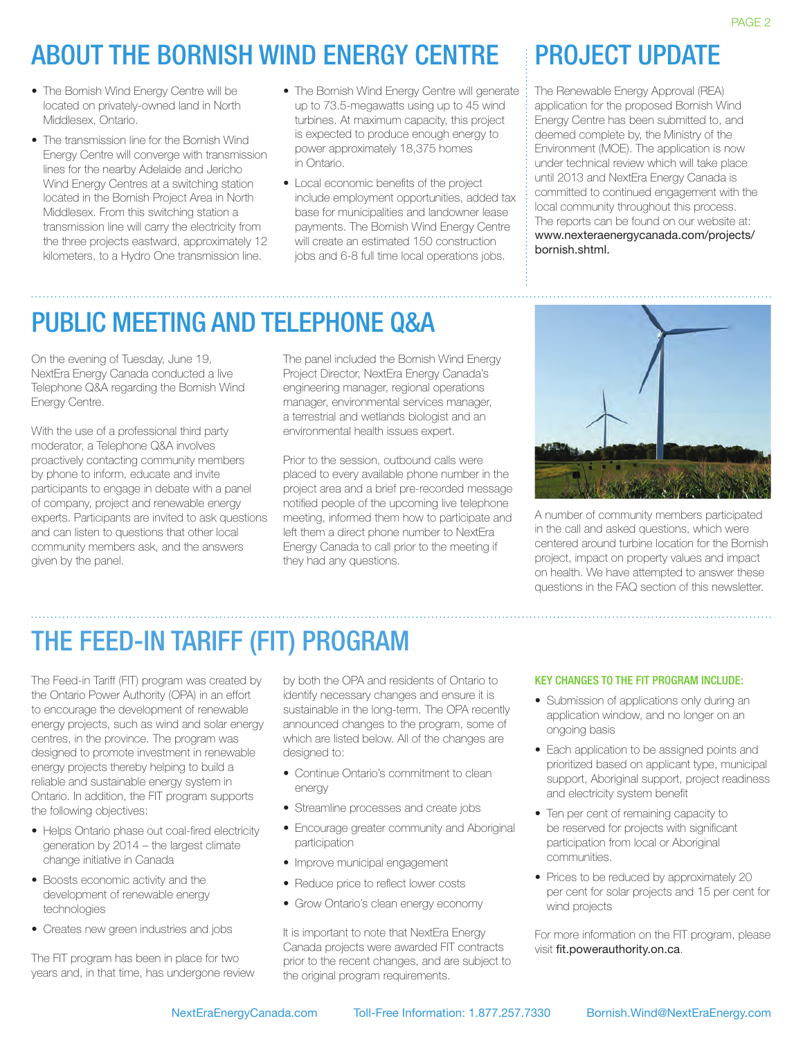## ABOUT THE BORNISH WIND ENERGY CENTRE

- The Bornish Wind Energy Centre will be located on privately-owned land in North Middlesex, Ontario.
- The transmission line for the Bornish Wind Energy Centre will converge with transmission lines for the nearby Adelaide and Jericho Wind Energy Centres at a switching station located in the Bornish Project Area in North Middlesex. From this switching station a transmission line will carry the electricity from the three projects eastward, approximately 12 kilometers, to a Hydro One transmission line.
- The Bornish Wind Energy Centre will generate up to 73.5-megawatts using up to 45 wind turbines. At maximum capacity, this project is expected to produce enough energy to power approximately 18,375 homes in Ontario.
- Local economic benefits of the project include employment opportunities, added tax base for municipalities and landowner lease payments. The Bornish Wind Energy Centre will create an estimated 150 construction jobs and 6-8 full time local operations jobs.

## PROJECT UPDATE

The Renewable Energy Approval (REA) application for the proposed Bornish Wind Energy Centre has been submitted to, and deemed complete by, the Ministry of the Environment (MOE). The application is now under technical review which will take place until 2013 and NextEra Energy Canada is committed to continued engagement with the local community throughout this process. The reports can be found on our website at: www.nexteraenergycanada.com/projects/bornish.shtml.

## PUBLIC MEETING AND TELEPHONE Q&A

On the evening of Tuesday, June 19, NextEra Energy Canada conducted a live Telephone Q&A regarding the Bornish Wind Energy Centre.

With the use of a professional third party moderator, a Telephone Q&A involves proactively contacting community members by phone to inform, educate and invite participants to engage in debate with a panel of company, project and renewable energy experts. Participants are invited to ask questions and can listen to questions that other local community members ask, and the answers given by the panel.

The panel included the Bornish Wind Energy Project Director, NextEra Energy Canada's engineering manager, regional operations manager, environmental services manager, a terrestrial and wetlands biologist and an environmental health issues expert.

Prior to the session, outbound calls were placed to every available phone number in the project area and a brief pre-recorded message notified people of the upcoming live telephone meeting, informed them how to participate and left them a direct phone number to NextEra Energy Canada to call prior to the meeting if they had any questions.

A number of community members participated in the call and asked questions, which were centered around turbine location for the Bornish project, impact on property values and impact on health. We have attempted to answer these questions in the FAQ section of this newsletter.

## THE FEED-IN TARIFF (FIT) PROGRAM

The Feed-in Tariff (FIT) program was created by the Ontario Power Authority (OPA) in an effort to encourage the development of renewable energy projects, such as wind and solar energy centres, in the province. The program was designed to promote investment in renewable energy projects thereby helping to build a reliable and sustainable energy system in Ontario. In addition, the FIT program supports the following objectives:

- Helps Ontario phase out coal-fired electricity generation by 2014 – the largest climate change initiative in Canada
- Boosts economic activity and the development of renewable energy technologies
- Creates new green industries and jobs

The FIT program has been in place for two years and, in that time, has undergone review by both the OPA and residents of Ontario to identify necessary changes and ensure it is sustainable in the long-term. The OPA recently announced changes to the program, some of which are listed below. All of the changes are designed to:

- Continue Ontario's commitment to clean energy
- Streamline processes and create jobs
- Encourage greater community and Aboriginal participation
- Improve municipal engagement
- Reduce price to reflect lower costs
- Grow Ontario's clean energy economy

It is important to note that NextEra Energy Canada projects were awarded FIT contracts prior to the recent changes, and are subject to the original program requirements.

### KEY CHANGES TO THE FIT PROGRAM INCLUDE:

- Submission of applications only during an application window, and no longer on an ongoing basis
- Each application to be assigned points and prioritized based on applicant type, municipal support, Aboriginal support, project readiness and electricity system benefit
- Ten per cent of remaining capacity to be reserved for projects with significant participation from local or Aboriginal communities.
- Prices to be reduced by approximately 20 per cent for solar projects and 15 per cent for wind projects

For more information on the FIT program, please visit fit.powerauthority.on.ca.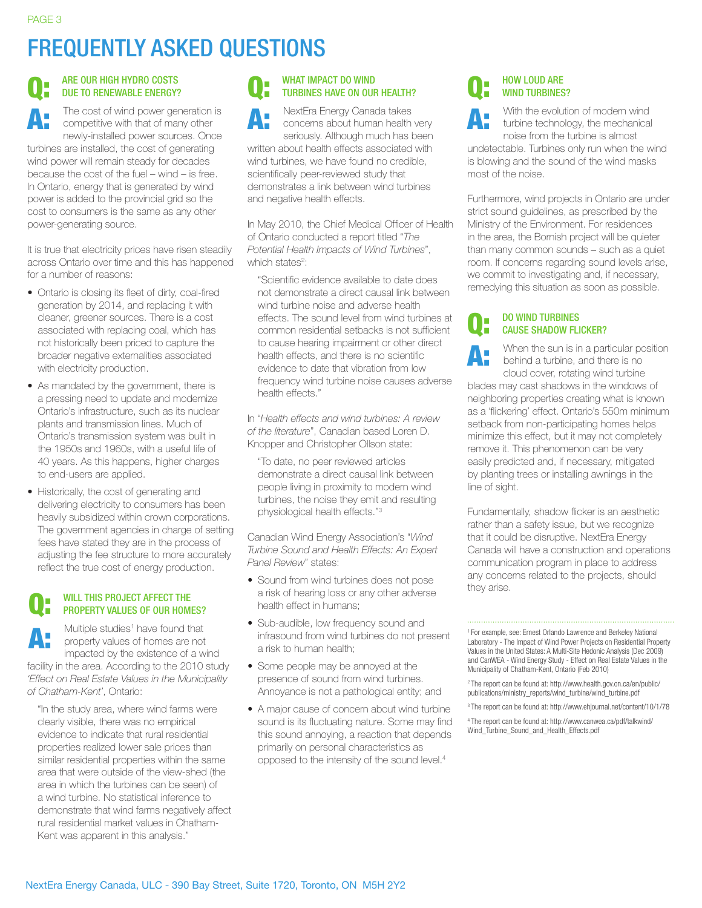# FREQUENTLY ASKED QUESTIONS

### Q: ARE OUR HIGH HYDRO COSTS DUE TO RENEWABLE ENERGY?

**A:** The cost of wind power generation is competitive with that of many other newly-installed power sources. Once turbines are installed, the cost of generating wind power will remain steady for decades because the cost of the fuel – wind – is free. In Ontario, energy that is generated by wind power is added to the provincial grid so the cost to consumers is the same as any other power-generating source.

It is true that electricity prices have risen steadily across Ontario over time and this has happened for a number of reasons:

- Ontario is closing its fleet of dirty, coal-fired generation by 2014, and replacing it with cleaner, greener sources. There is a cost associated with replacing coal, which has not historically been priced to capture the broader negative externalities associated with electricity production.
- As mandated by the government, there is a pressing need to update and modernize Ontario's infrastructure, such as its nuclear plants and transmission lines. Much of Ontario's transmission system was built in the 1950s and 1960s, with a useful life of 40 years. As this happens, higher charges to end-users are applied.
- Historically, the cost of generating and delivering electricity to consumers has been heavily subsidized within crown corporations. The government agencies in charge of setting fees have stated they are in the process of adjusting the fee structure to more accurately reflect the true cost of energy production.

### Q: WILL THIS PROJECT AFFECT THE PROPERTY VALUES OF OUR HOMES?

**A:** Multiple studies[1] have found that property values of homes are not impacted by the existence of a wind facility in the area. According to the 2010 study *'Effect on Real Estate Values in the Municipality of Chatham-Kent'*, Ontario:

> "In the study area, where wind farms were clearly visible, there was no empirical evidence to indicate that rural residential properties realized lower sale prices than similar residential properties within the same area that were outside of the view-shed (the area in which the turbines can be seen) of a wind turbine. No statistical inference to demonstrate that wind farms negatively affect rural residential market values in Chatham-Kent was apparent in this analysis."

### Q: WHAT IMPACT DO WIND TURBINES HAVE ON OUR HEALTH?

**A:** NextEra Energy Canada takes concerns about human health very seriously. Although much has been written about health effects associated with wind turbines, we have found no credible, scientifically peer-reviewed study that demonstrates a link between wind turbines and negative health effects.

In May 2010, the Chief Medical Officer of Health of Ontario conducted a report titled "*The Potential Health Impacts of Wind Turbines*", which states[2]:

> "Scientific evidence available to date does not demonstrate a direct causal link between wind turbine noise and adverse health effects. The sound level from wind turbines at common residential setbacks is not sufficient to cause hearing impairment or other direct health effects, and there is no scientific evidence to date that vibration from low frequency wind turbine noise causes adverse health effects."

In "*Health effects and wind turbines: A review of the literature*", Canadian based Loren D. Knopper and Christopher Ollson state:

> "To date, no peer reviewed articles demonstrate a direct causal link between people living in proximity to modern wind turbines, the noise they emit and resulting physiological health effects."[3]

Canadian Wind Energy Association's "*Wind Turbine Sound and Health Effects: An Expert Panel Review*" states:

- Sound from wind turbines does not pose a risk of hearing loss or any other adverse health effect in humans;
- Sub-audible, low frequency sound and infrasound from wind turbines do not present a risk to human health;
- Some people may be annoyed at the presence of sound from wind turbines. Annoyance is not a pathological entity; and
- A major cause of concern about wind turbine sound is its fluctuating nature. Some may find this sound annoying, a reaction that depends primarily on personal characteristics as opposed to the intensity of the sound level.[4]

### Q: HOW LOUD ARE WIND TURBINES?

**A:** With the evolution of modern wind turbine technology, the mechanical noise from the turbine is almost undetectable. Turbines only run when the wind is blowing and the sound of the wind masks most of the noise.

Furthermore, wind projects in Ontario are under strict sound guidelines, as prescribed by the Ministry of the Environment. For residences in the area, the Bornish project will be quieter than many common sounds – such as a quiet room. If concerns regarding sound levels arise, we commit to investigating and, if necessary, remedying this situation as soon as possible.

### Q: DO WIND TURBINES CAUSE SHADOW FLICKER?

**A:** When the sun is in a particular position behind a turbine, and there is no cloud cover, rotating wind turbine blades may cast shadows in the windows of neighboring properties creating what is known as a 'flickering' effect. Ontario's 550m minimum setback from non-participating homes helps minimize this effect, but it may not completely remove it. This phenomenon can be very easily predicted and, if necessary, mitigated by planting trees or installing awnings in the line of sight.

Fundamentally, shadow flicker is an aesthetic rather than a safety issue, but we recognize that it could be disruptive. NextEra Energy Canada will have a construction and operations communication program in place to address any concerns related to the projects, should they arise.

---

[1] For example, see: Ernest Orlando Lawrence and Berkeley National Laboratory - The Impact of Wind Power Projects on Residential Property Values in the United States: A Multi-Site Hedonic Analysis (Dec 2009) and CanWEA - Wind Energy Study - Effect on Real Estate Values in the Municipality of Chatham-Kent, Ontario (Feb 2010)

[2] The report can be found at: http://www.health.gov.on.ca/en/public/publications/ministry_reports/wind_turbine/wind_turbine.pdf

[3] The report can be found at: http://www.ehjournal.net/content/10/1/78

[4] The report can be found at: http://www.canwea.ca/pdf/talkwind/Wind_Turbine_Sound_and_Health_Effects.pdf

NextEra Energy Canada, ULC - 390 Bay Street, Suite 1720, Toronto, ON M5H 2Y2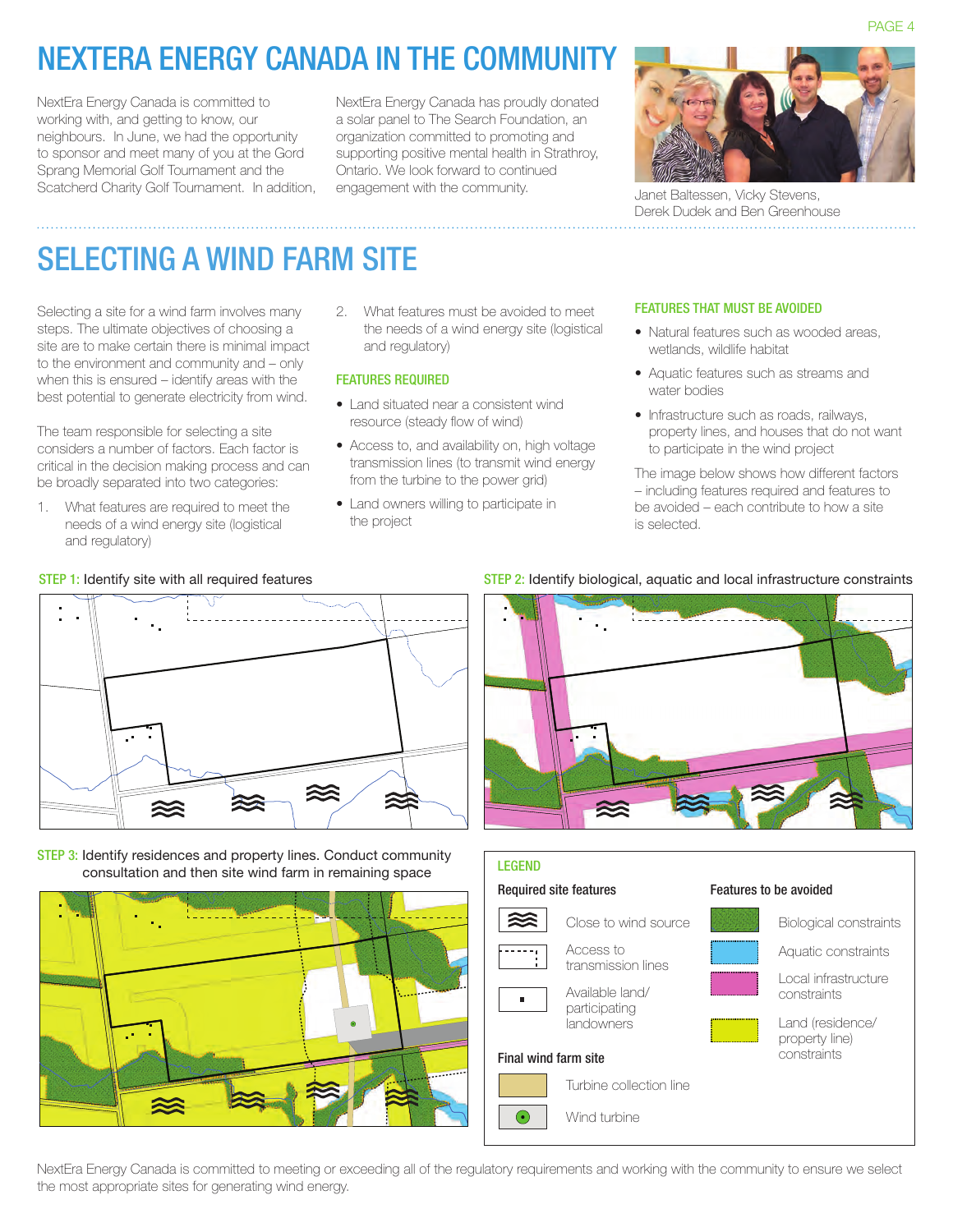# NEXTERA ENERGY CANADA IN THE COMMUNITY

NextEra Energy Canada is committed to working with, and getting to know, our neighbours. In June, we had the opportunity to sponsor and meet many of you at the Gord Sprang Memorial Golf Tournament and the Scatcherd Charity Golf Tournament. In addition, NextEra Energy Canada has proudly donated a solar panel to The Search Foundation, an organization committed to promoting and supporting positive mental health in Strathroy, Ontario. We look forward to continued engagement with the community.

Janet Baltessen, Vicky Stevens, Derek Dudek and Ben Greenhouse

# SELECTING A WIND FARM SITE

Selecting a site for a wind farm involves many steps. The ultimate objectives of choosing a site are to make certain there is minimal impact to the environment and community and – only when this is ensured – identify areas with the best potential to generate electricity from wind.

The team responsible for selecting a site considers a number of factors. Each factor is critical in the decision making process and can be broadly separated into two categories:

1. What features are required to meet the needs of a wind energy site (logistical and regulatory)
2. What features must be avoided to meet the needs of a wind energy site (logistical and regulatory)

### FEATURES REQUIRED

- Land situated near a consistent wind resource (steady flow of wind)
- Access to, and availability on, high voltage transmission lines (to transmit wind energy from the turbine to the power grid)
- Land owners willing to participate in the project

### FEATURES THAT MUST BE AVOIDED

- Natural features such as wooded areas, wetlands, wildlife habitat
- Aquatic features such as streams and water bodies
- Infrastructure such as roads, railways, property lines, and houses that do not want to participate in the wind project

The image below shows how different factors – including features required and features to be avoided – each contribute to how a site is selected.

**STEP 1:** Identify site with all required features

**STEP 2:** Identify biological, aquatic and local infrastructure constraints

**STEP 3:** Identify residences and property lines. Conduct community consultation and then site wind farm in remaining space

**LEGEND**

Required site features
- Close to wind source
- Access to transmission lines
- Available land/ participating landowners

Features to be avoided
- Biological constraints
- Aquatic constraints
- Local infrastructure constraints
- Land (residence/ property line) constraints

Final wind farm site
- Turbine collection line
- Wind turbine

NextEra Energy Canada is committed to meeting or exceeding all of the regulatory requirements and working with the community to ensure we select the most appropriate sites for generating wind energy.